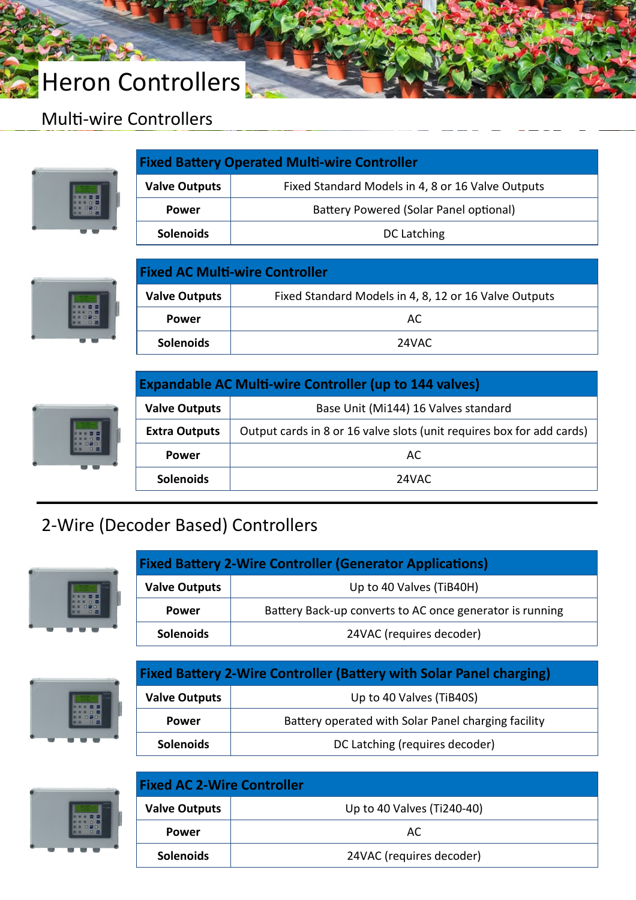# Heron Controllers

## Multi-wire Controllers

| Fixed Battery Operated Multi-wire Controller | |
|---|---|
| **Valve Outputs** | Fixed Standard Models in 4, 8 or 16 Valve Outputs |
| **Power** | Battery Powered (Solar Panel optional) |
| **Solenoids** | DC Latching |

| Fixed AC Multi-wire Controller | |
|---|---|
| **Valve Outputs** | Fixed Standard Models in 4, 8, 12 or 16 Valve Outputs |
| **Power** | AC |
| **Solenoids** | 24VAC |

| Expandable AC Multi-wire Controller (up to 144 valves) | |
|---|---|
| **Valve Outputs** | Base Unit (Mi144) 16 Valves standard |
| **Extra Outputs** | Output cards in 8 or 16 valve slots (unit requires box for add cards) |
| **Power** | AC |
| **Solenoids** | 24VAC |

## 2-Wire (Decoder Based) Controllers

| Fixed Battery 2-Wire Controller (Generator Applications) | |
|---|---|
| **Valve Outputs** | Up to 40 Valves (TiB40H) |
| **Power** | Battery Back-up converts to AC once generator is running |
| **Solenoids** | 24VAC (requires decoder) |

| Fixed Battery 2-Wire Controller (Battery with Solar Panel charging) | |
|---|---|
| **Valve Outputs** | Up to 40 Valves (TiB40S) |
| **Power** | Battery operated with Solar Panel charging facility |
| **Solenoids** | DC Latching (requires decoder) |

| Fixed AC 2-Wire Controller | |
|---|---|
| **Valve Outputs** | Up to 40 Valves (Ti240-40) |
| **Power** | AC |
| **Solenoids** | 24VAC (requires decoder) |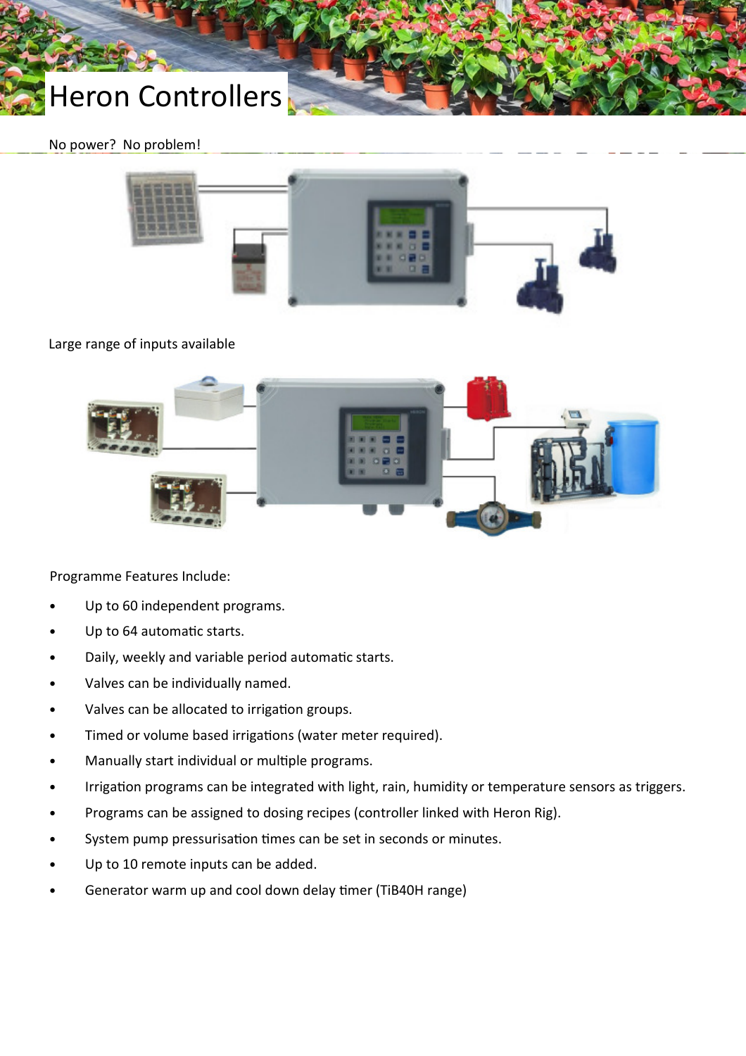# Heron Controllers

No power? No problem!

Large range of inputs available

Programme Features Include:

- Up to 60 independent programs.
- Up to 64 automatic starts.
- Daily, weekly and variable period automatic starts.
- Valves can be individually named.
- Valves can be allocated to irrigation groups.
- Timed or volume based irrigations (water meter required).
- Manually start individual or multiple programs.
- Irrigation programs can be integrated with light, rain, humidity or temperature sensors as triggers.
- Programs can be assigned to dosing recipes (controller linked with Heron Rig).
- System pump pressurisation times can be set in seconds or minutes.
- Up to 10 remote inputs can be added.
- Generator warm up and cool down delay timer (TiB40H range)